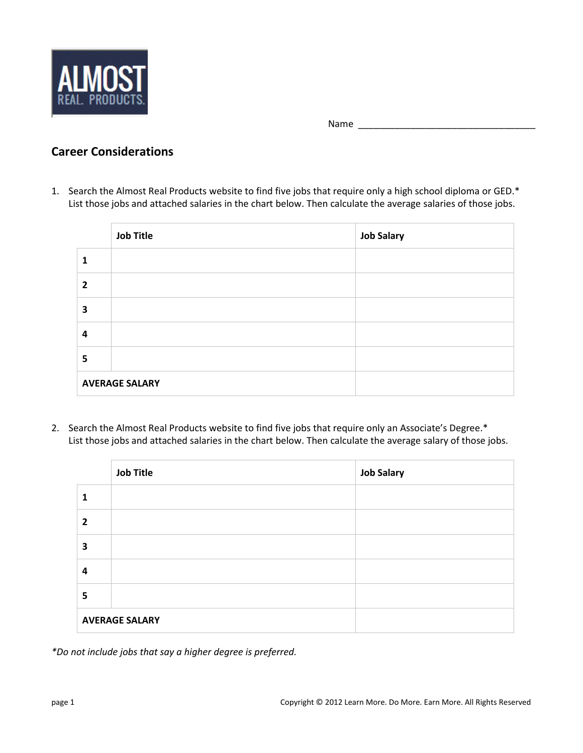ALMOST REAL. PRODUCTS.

Name ___________________________________

## Career Considerations

1. Search the Almost Real Products website to find five jobs that require only a high school diploma or GED.* List those jobs and attached salaries in the chart below. Then calculate the average salaries of those jobs.

| | Job Title | Job Salary |
|---|---|---|
| 1 | | |
| 2 | | |
| 3 | | |
| 4 | | |
| 5 | | |
| AVERAGE SALARY | | |

2. Search the Almost Real Products website to find five jobs that require only an Associate's Degree.* List those jobs and attached salaries in the chart below. Then calculate the average salary of those jobs.

| | Job Title | Job Salary |
|---|---|---|
| 1 | | |
| 2 | | |
| 3 | | |
| 4 | | |
| 5 | | |
| AVERAGE SALARY | | |

*Do not include jobs that say a higher degree is preferred.*

Copyright © 2012 Learn More. Do More. Earn More. All Rights Reserved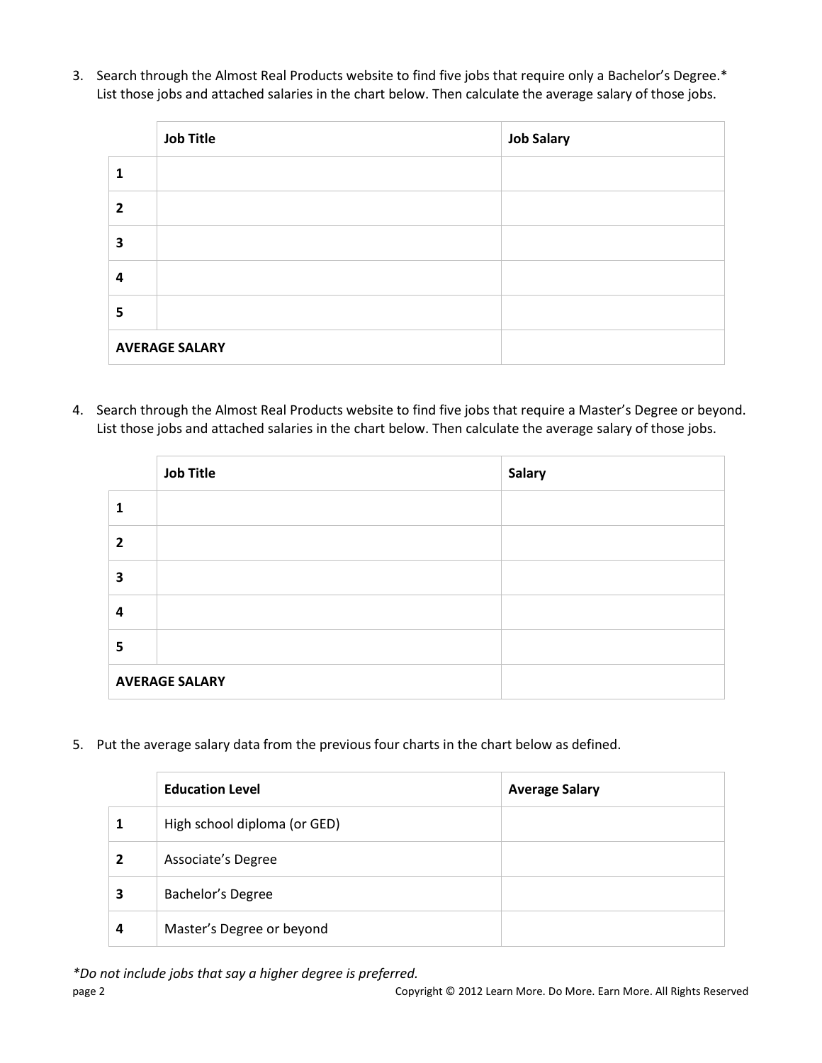3. Search through the Almost Real Products website to find five jobs that require only a Bachelor's Degree.* List those jobs and attached salaries in the chart below. Then calculate the average salary of those jobs.

| | Job Title | Job Salary |
|---|---|---|
| 1 | | |
| 2 | | |
| 3 | | |
| 4 | | |
| 5 | | |
| **AVERAGE SALARY** | | |

4. Search through the Almost Real Products website to find five jobs that require a Master's Degree or beyond. List those jobs and attached salaries in the chart below. Then calculate the average salary of those jobs.

| | Job Title | Salary |
|---|---|---|
| 1 | | |
| 2 | | |
| 3 | | |
| 4 | | |
| 5 | | |
| **AVERAGE SALARY** | | |

5. Put the average salary data from the previous four charts in the chart below as defined.

| | Education Level | Average Salary |
|---|---|---|
| 1 | High school diploma (or GED) | |
| 2 | Associate's Degree | |
| 3 | Bachelor's Degree | |
| 4 | Master's Degree or beyond | |

*\*Do not include jobs that say a higher degree is preferred.*

Copyright © 2012 Learn More. Do More. Earn More. All Rights Reserved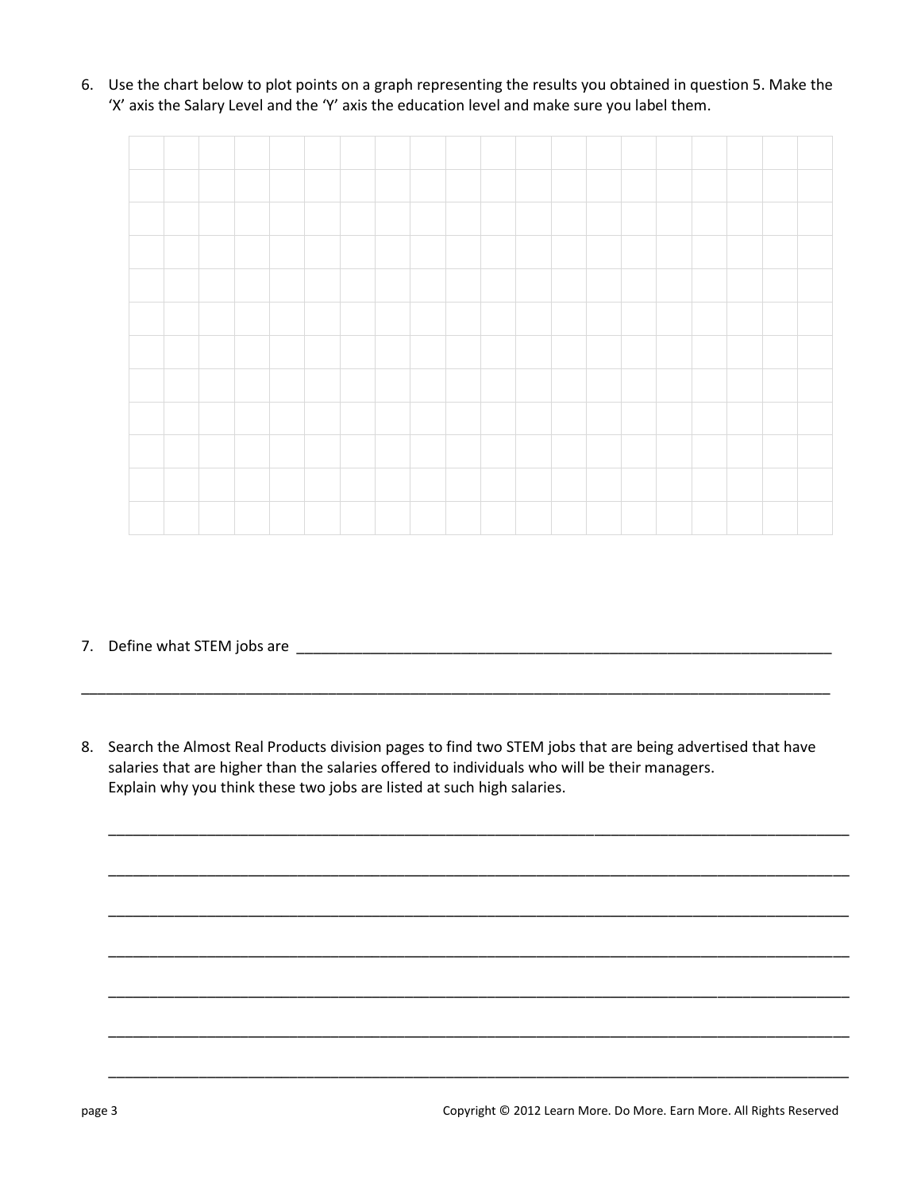6. Use the chart below to plot points on a graph representing the results you obtained in question 5. Make the 'X' axis the Salary Level and the 'Y' axis the education level and make sure you label them.

7. Define what STEM jobs are ____________________________________________________________________

________________________________________________________________________________________

8. Search the Almost Real Products division pages to find two STEM jobs that are being advertised that have salaries that are higher than the salaries offered to individuals who will be their managers.
Explain why you think these two jobs are listed at such high salaries.

________________________________________________________________________________________

________________________________________________________________________________________

________________________________________________________________________________________

________________________________________________________________________________________

________________________________________________________________________________________

________________________________________________________________________________________

________________________________________________________________________________________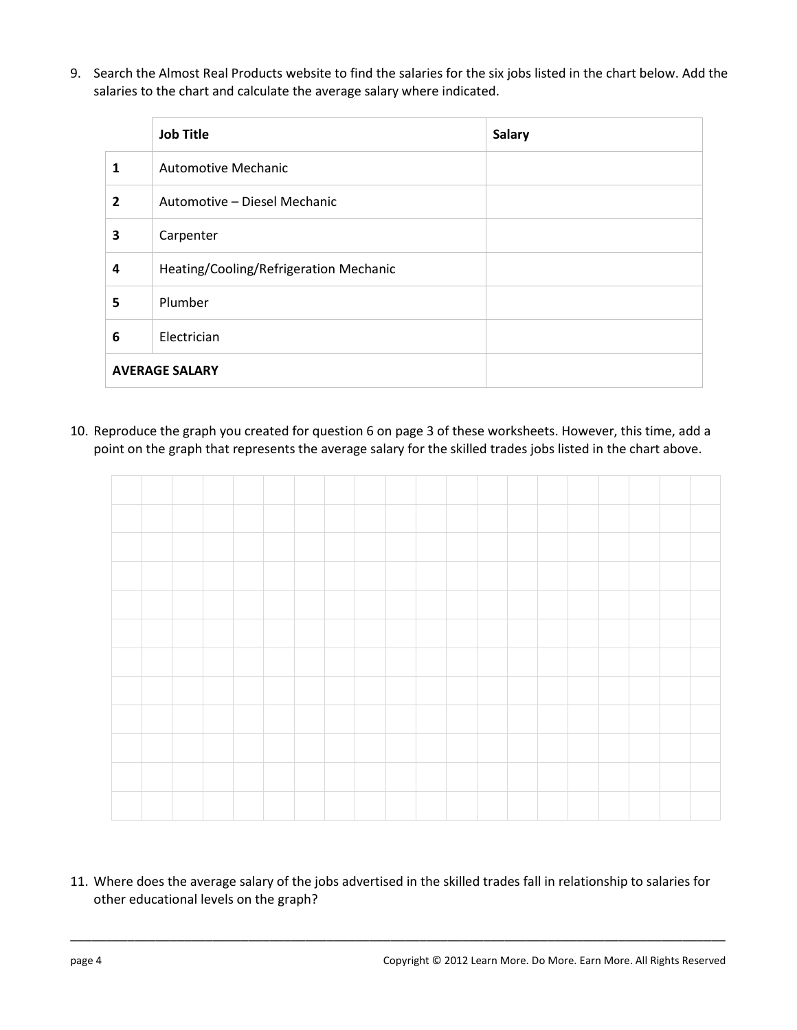9. Search the Almost Real Products website to find the salaries for the six jobs listed in the chart below. Add the salaries to the chart and calculate the average salary where indicated.

| | Job Title | Salary |
|---|---|---|
| **1** | Automotive Mechanic | |
| **2** | Automotive – Diesel Mechanic | |
| **3** | Carpenter | |
| **4** | Heating/Cooling/Refrigeration Mechanic | |
| **5** | Plumber | |
| **6** | Electrician | |
| **AVERAGE SALARY** | | |

10. Reproduce the graph you created for question 6 on page 3 of these worksheets. However, this time, add a point on the graph that represents the average salary for the skilled trades jobs listed in the chart above.

11. Where does the average salary of the jobs advertised in the skilled trades fall in relationship to salaries for other educational levels on the graph?